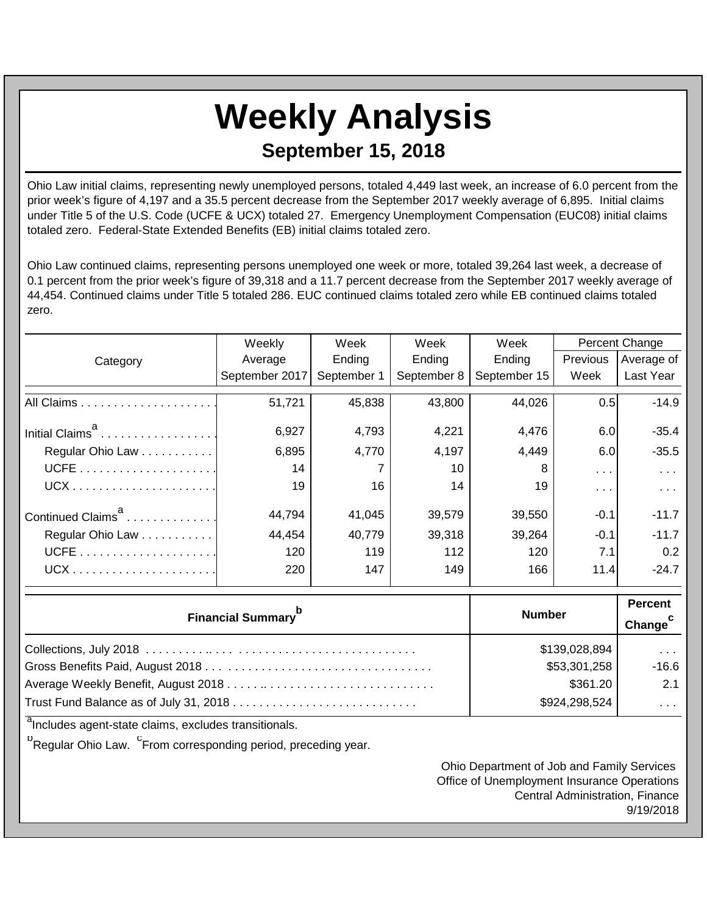# Weekly Analysis

## September 15, 2018

Ohio Law initial claims, representing newly unemployed persons, totaled 4,449 last week, an increase of 6.0 percent from the prior week's figure of 4,197 and a 35.5 percent decrease from the September 2017 weekly average of 6,895. Initial claims under Title 5 of the U.S. Code (UCFE & UCX) totaled 27. Emergency Unemployment Compensation (EUC08) initial claims totaled zero. Federal-State Extended Benefits (EB) initial claims totaled zero.

Ohio Law continued claims, representing persons unemployed one week or more, totaled 39,264 last week, a decrease of 0.1 percent from the prior week's figure of 39,318 and a 11.7 percent decrease from the September 2017 weekly average of 44,454. Continued claims under Title 5 totaled 286. EUC continued claims totaled zero while EB continued claims totaled zero.

| Category | Weekly Average September 2017 | Week Ending September 1 | Week Ending September 8 | Week Ending September 15 | Percent Change | |
|---|---|---|---|---|---|---|
| | | | | | Previous Week | Average of Last Year |
| All Claims | 51,721 | 45,838 | 43,800 | 44,026 | 0.5 | -14.9 |
| Initial Claims[a] | 6,927 | 4,793 | 4,221 | 4,476 | 6.0 | -35.4 |
| Regular Ohio Law | 6,895 | 4,770 | 4,197 | 4,449 | 6.0 | -35.5 |
| UCFE | 14 | 7 | 10 | 8 | . . . | . . . |
| UCX | 19 | 16 | 14 | 19 | . . . | . . . |
| Continued Claims[a] | 44,794 | 41,045 | 39,579 | 39,550 | -0.1 | -11.7 |
| Regular Ohio Law | 44,454 | 40,779 | 39,318 | 39,264 | -0.1 | -11.7 |
| UCFE | 120 | 119 | 112 | 120 | 7.1 | 0.2 |
| UCX | 220 | 147 | 149 | 166 | 11.4 | -24.7 |

| Financial Summary[b] | Number | Percent Change[c] |
|---|---|---|
| Collections, July 2018 | $139,028,894 | . . . |
| Gross Benefits Paid, August 2018 | $53,301,258 | -16.6 |
| Average Weekly Benefit, August 2018 | $361.20 | 2.1 |
| Trust Fund Balance as of July 31, 2018 | $924,298,524 | . . . |

[a]Includes agent-state claims, excludes transitionals.

[b]Regular Ohio Law. [c]From corresponding period, preceding year.

Ohio Department of Job and Family Services
Office of Unemployment Insurance Operations
Central Administration, Finance
9/19/2018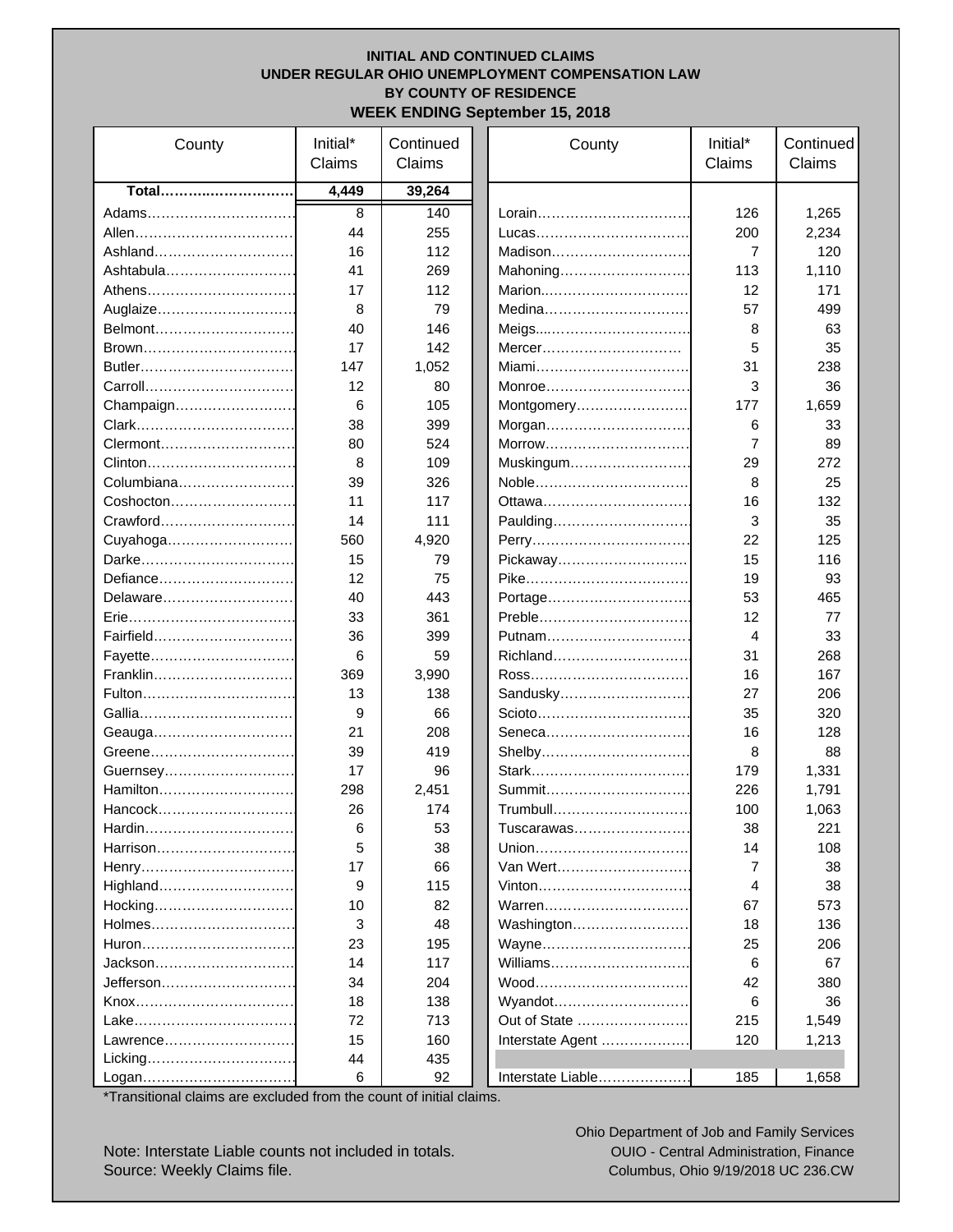**INITIAL AND CONTINUED CLAIMS**
**UNDER REGULAR OHIO UNEMPLOYMENT COMPENSATION LAW**
**BY COUNTY OF RESIDENCE**
**WEEK ENDING September 15, 2018**

| County | Initial* Claims | Continued Claims | County | Initial* Claims | Continued Claims |
|---|---|---|---|---|---|
| **Total** | **4,449** | **39,264** | | | |
| Adams | 8 | 140 | Lorain | 126 | 1,265 |
| Allen | 44 | 255 | Lucas | 200 | 2,234 |
| Ashland | 16 | 112 | Madison | 7 | 120 |
| Ashtabula | 41 | 269 | Mahoning | 113 | 1,110 |
| Athens | 17 | 112 | Marion | 12 | 171 |
| Auglaize | 8 | 79 | Medina | 57 | 499 |
| Belmont | 40 | 146 | Meigs | 8 | 63 |
| Brown | 17 | 142 | Mercer | 5 | 35 |
| Butler | 147 | 1,052 | Miami | 31 | 238 |
| Carroll | 12 | 80 | Monroe | 3 | 36 |
| Champaign | 6 | 105 | Montgomery | 177 | 1,659 |
| Clark | 38 | 399 | Morgan | 6 | 33 |
| Clermont | 80 | 524 | Morrow | 7 | 89 |
| Clinton | 8 | 109 | Muskingum | 29 | 272 |
| Columbiana | 39 | 326 | Noble | 8 | 25 |
| Coshocton | 11 | 117 | Ottawa | 16 | 132 |
| Crawford | 14 | 111 | Paulding | 3 | 35 |
| Cuyahoga | 560 | 4,920 | Perry | 22 | 125 |
| Darke | 15 | 79 | Pickaway | 15 | 116 |
| Defiance | 12 | 75 | Pike | 19 | 93 |
| Delaware | 40 | 443 | Portage | 53 | 465 |
| Erie | 33 | 361 | Preble | 12 | 77 |
| Fairfield | 36 | 399 | Putnam | 4 | 33 |
| Fayette | 6 | 59 | Richland | 31 | 268 |
| Franklin | 369 | 3,990 | Ross | 16 | 167 |
| Fulton | 13 | 138 | Sandusky | 27 | 206 |
| Gallia | 9 | 66 | Scioto | 35 | 320 |
| Geauga | 21 | 208 | Seneca | 16 | 128 |
| Greene | 39 | 419 | Shelby | 8 | 88 |
| Guernsey | 17 | 96 | Stark | 179 | 1,331 |
| Hamilton | 298 | 2,451 | Summit | 226 | 1,791 |
| Hancock | 26 | 174 | Trumbull | 100 | 1,063 |
| Hardin | 6 | 53 | Tuscarawas | 38 | 221 |
| Harrison | 5 | 38 | Union | 14 | 108 |
| Henry | 17 | 66 | Van Wert | 7 | 38 |
| Highland | 9 | 115 | Vinton | 4 | 38 |
| Hocking | 10 | 82 | Warren | 67 | 573 |
| Holmes | 3 | 48 | Washington | 18 | 136 |
| Huron | 23 | 195 | Wayne | 25 | 206 |
| Jackson | 14 | 117 | Williams | 6 | 67 |
| Jefferson | 34 | 204 | Wood | 42 | 380 |
| Knox | 18 | 138 | Wyandot | 6 | 36 |
| Lake | 72 | 713 | Out of State | 215 | 1,549 |
| Lawrence | 15 | 160 | Interstate Agent | 120 | 1,213 |
| Licking | 44 | 435 | | | |
| Logan | 6 | 92 | Interstate Liable | 185 | 1,658 |

*Transitional claims are excluded from the count of initial claims.

Note: Interstate Liable counts not included in totals.
Source: Weekly Claims file.

Ohio Department of Job and Family Services
OUIO - Central Administration, Finance
Columbus, Ohio 9/19/2018 UC 236.CW